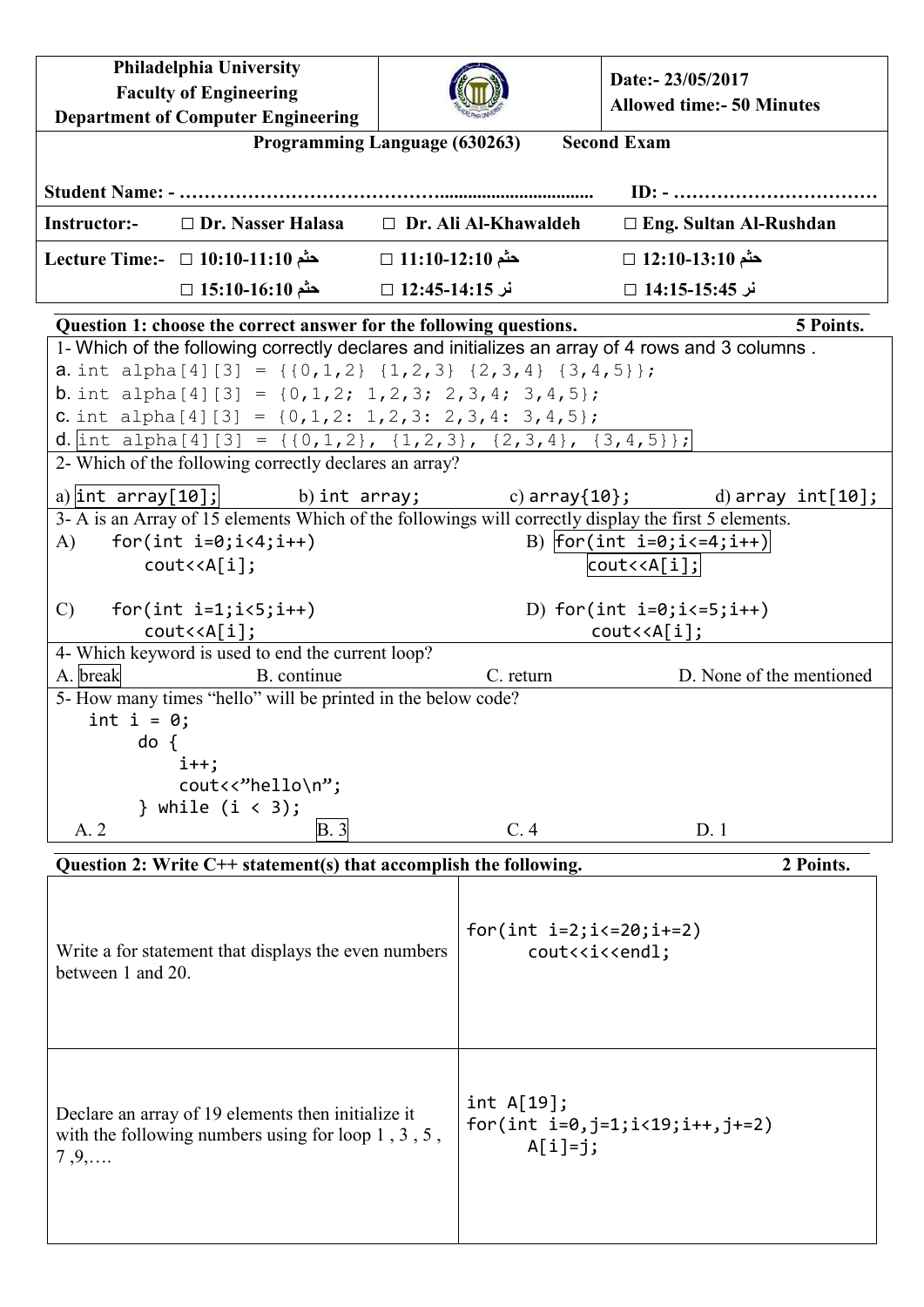| Philadelphia University<br>Faculty of Engineering<br>Department of Computer Engineering | | Date:- 23/05/2017<br>Allowed time:- 50 Minutes |
|---|---|---|

**Programming Language (630263)     Second Exam**

**Student Name: - ……………………………………………………………………     ID: - ……………………………**

| | | | |
|---|---|---|---|
| **Instructor:-** | □ Dr. Nasser Halasa | □ Dr. Ali Al-Khawaldeh | □ Eng. Sultan Al-Rushdan |
| **Lecture Time:-** | □ 10:10-11:10 حثم | □ 11:10-12:10 حثم | □ 12:10-13:10 حثم |
| | □ 15:10-16:10 حثم | □ 12:45-14:15 نر | □ 14:15-15:45 نر |

**Question 1: choose the correct answer for the following questions.     5 Points.**

1- Which of the following correctly declares and initializes an array of 4 rows and 3 columns .

a. `int alpha[4][3] = {{0,1,2} {1,2,3} {2,3,4} {3,4,5}};`
b. `int alpha[4][3] = {0,1,2; 1,2,3; 2,3,4; 3,4,5};`
c. `int alpha[4][3] = {0,1,2: 1,2,3: 2,3,4: 3,4,5};`
d. `int alpha[4][3] = {{0,1,2}, {1,2,3}, {2,3,4}, {3,4,5}};`

2- Which of the following correctly declares an array?

a) `int array[10];`   b) `int array;`   c) `array{10};`   d) `array int[10];`

3- A is an Array of 15 elements Which of the followings will correctly display the first 5 elements.

A)
```
for(int i=0;i<4;i++)
    cout<<A[i];
```
B)
```
for(int i=0;i<=4;i++)
    cout<<A[i];
```
C)
```
for(int i=1;i<5;i++)
    cout<<A[i];
```
D)
```
for(int i=0;i<=5;i++)
    cout<<A[i];
```

4- Which keyword is used to end the current loop?

A. break   B. continue   C. return   D. None of the mentioned

5- How many times "hello" will be printed in the below code?

```
int i = 0;
    do {
        i++;
        cout<<"hello\n";
    } while (i < 3);
```

A. 2   B. 3   C. 4   D. 1

**Question 2: Write C++ statement(s) that accomplish the following.     2 Points.**

| | |
|---|---|
| Write a for statement that displays the even numbers between 1 and 20. | `for(int i=2;i<=20;i+=2)`<br>`    cout<<i<<endl;` |
| Declare an array of 19 elements then initialize it with the following numbers using for loop 1 , 3 , 5 , 7 ,9,…. | `int A[19];`<br>`for(int i=0,j=1;i<19;i++,j+=2)`<br>`    A[i]=j;` |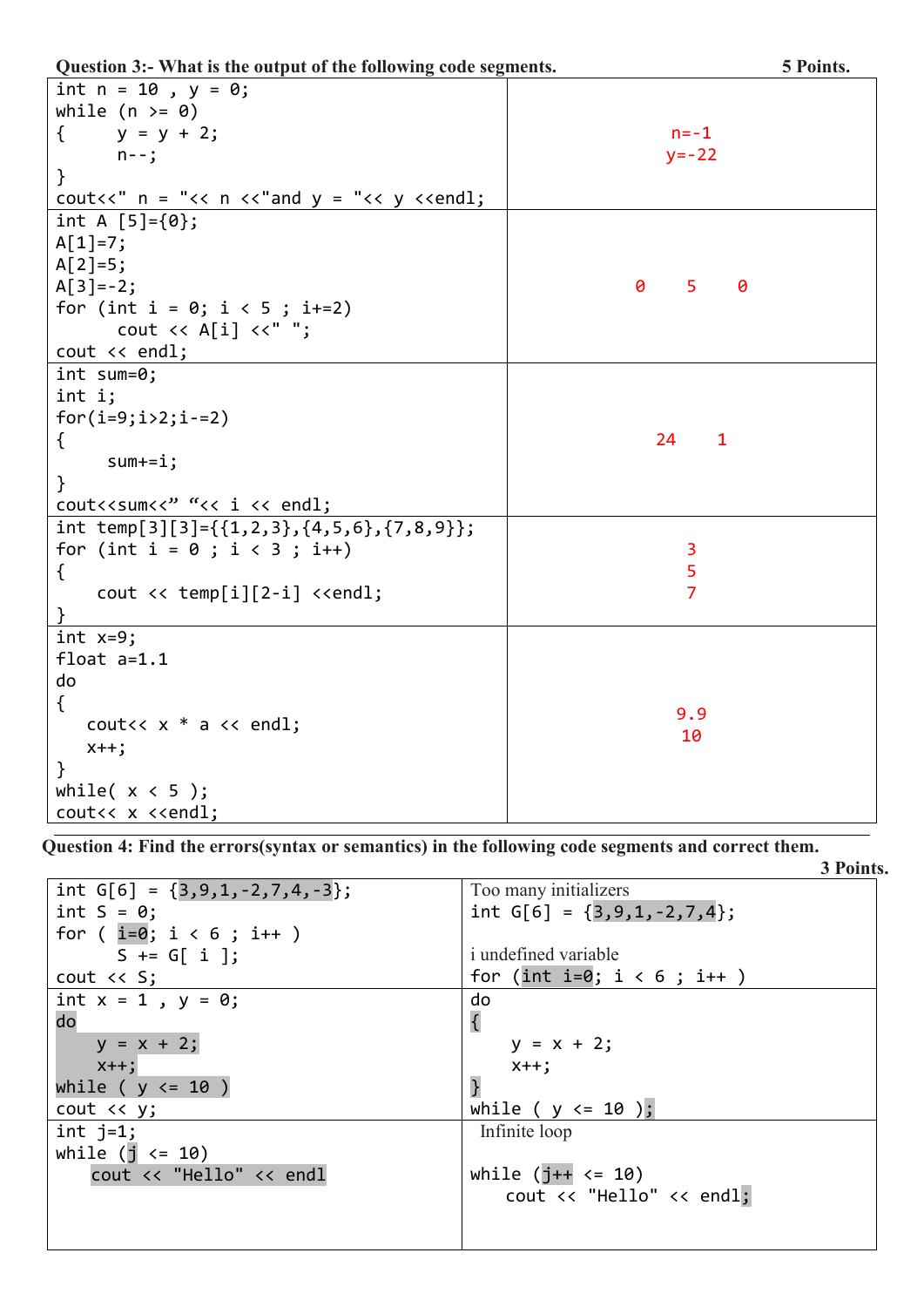**Question 3:- What is the output of the following code segments.** **5 Points.**

| | |
|---|---|
| `int n = 10 , y = 0;`<br>`while (n >= 0)`<br>`{      y = y + 2;`<br>`       n--;`<br>`}`<br>`cout<<" n = "<< n <<"and y = "<< y <<endl;` | n=-1<br>y=-22 |
| `int A [5]={0};`<br>`A[1]=7;`<br>`A[2]=5;`<br>`A[3]=-2;`<br>`for (int i = 0; i < 5 ; i+=2)`<br>`       cout << A[i] <<" ";`<br>`cout << endl;` | 0   5   0 |
| `int sum=0;`<br>`int i;`<br>`for(i=9;i>2;i-=2)`<br>`{`<br>`      sum+=i;`<br>`}`<br>`cout<<sum<<" "<< i << endl;` | 24   1 |
| `int temp[3][3]={{1,2,3},{4,5,6},{7,8,9}};`<br>`for (int i = 0 ; i < 3 ; i++)`<br>`{`<br>`     cout << temp[i][2-i] <<endl;`<br>`}` | 3<br>5<br>7 |
| `int x=9;`<br>`float a=1.1`<br>`do`<br>`{`<br>`   cout<< x * a << endl;`<br>`   x++;`<br>`}`<br>`while( x < 5 );`<br>`cout<< x <<endl;` | 9.9<br>10 |

**Question 4: Find the errors(syntax or semantics) in the following code segments and correct them.** **3 Points.**

| | |
|---|---|
| `int G[6] = {3,9,1,-2,7,4,-3};`<br>`int S = 0;`<br>`for ( i=0; i < 6 ; i++ )`<br>`       S += G[ i ];`<br>`cout << S;` | Too many initializers<br>`int G[6] = {3,9,1,-2,7,4};`<br><br>i undefined variable<br>`for (int i=0; i < 6 ; i++ )` |
| `int x = 1 , y = 0;`<br>`do`<br>`    y = x + 2;`<br>`    x++;`<br>`while ( y <= 10 )`<br>`cout << y;` | `do`<br>`{`<br>`    y = x + 2;`<br>`    x++;`<br>`}`<br>`while ( y <= 10 );` |
| `int j=1;`<br>`while (j <= 10)`<br>`    cout << "Hello" << endl` | Infinite loop<br><br>`while (j++ <= 10)`<br>`    cout << "Hello" << endl;` |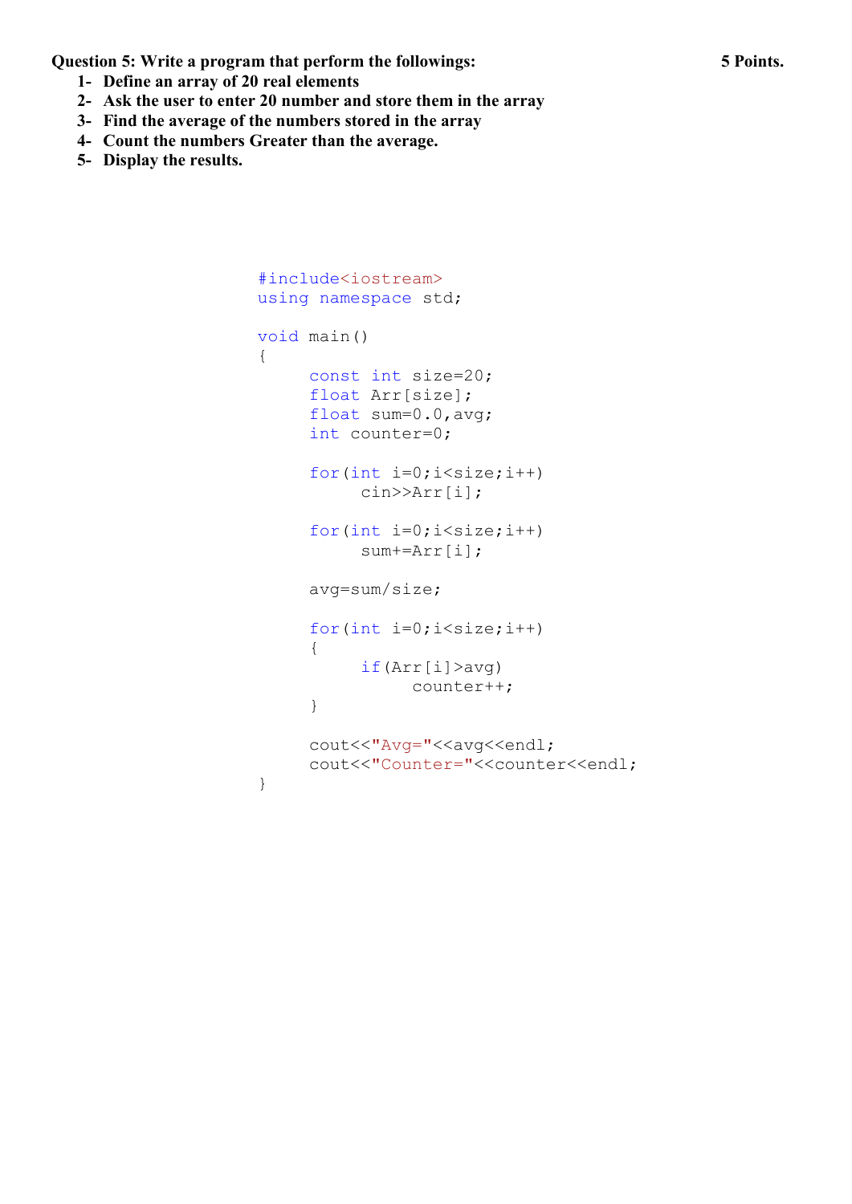**Question 5: Write a program that perform the followings:** **5 Points.**

1- **Define an array of 20 real elements**
2- **Ask the user to enter 20 number and store them in the array**
3- **Find the average of the numbers stored in the array**
4- **Count the numbers Greater than the average.**
5- **Display the results.**

```
#include<iostream>
using namespace std;

void main()
{
      const int size=20;
      float Arr[size];
      float sum=0.0,avg;
      int counter=0;

      for(int i=0;i<size;i++)
            cin>>Arr[i];

      for(int i=0;i<size;i++)
            sum+=Arr[i];

      avg=sum/size;

      for(int i=0;i<size;i++)
      {
            if(Arr[i]>avg)
                  counter++;
      }

      cout<<"Avg="<<avg<<endl;
      cout<<"Counter="<<counter<<endl;
}
```